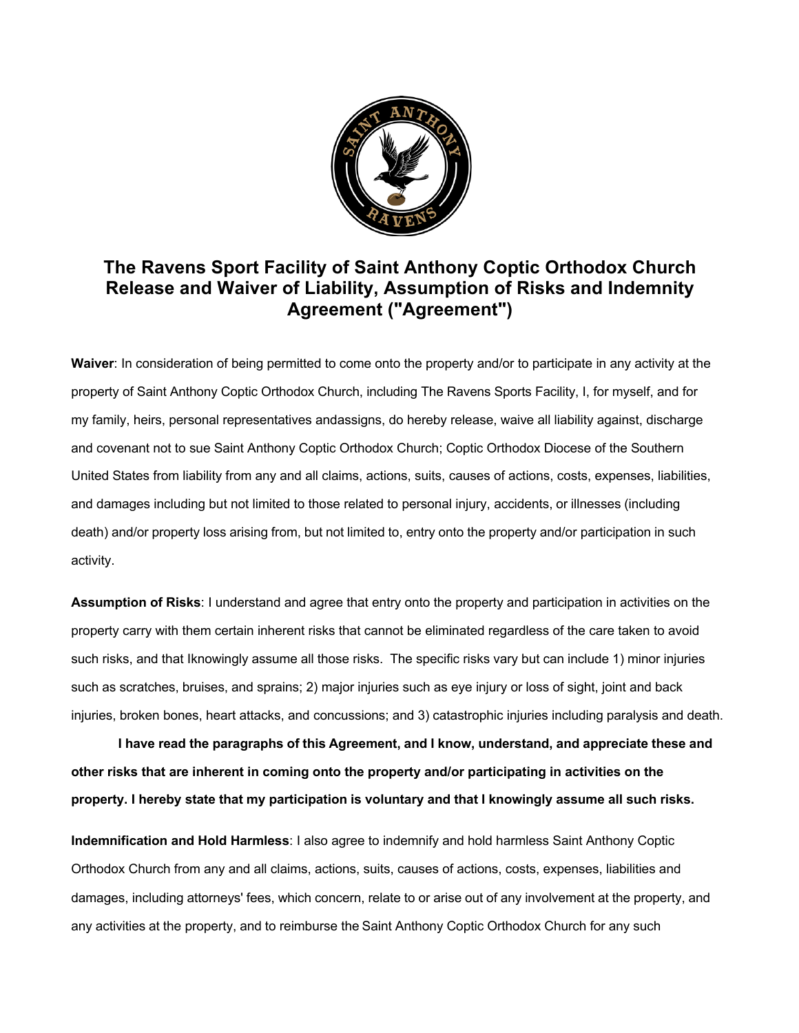# The Ravens Sport Facility of Saint Anthony Coptic Orthodox Church Release and Waiver of Liability, Assumption of Risks and Indemnity Agreement ("Agreement")

**Waiver**: In consideration of being permitted to come onto the property and/or to participate in any activity at the property of Saint Anthony Coptic Orthodox Church, including The Ravens Sports Facility, I, for myself, and for my family, heirs, personal representatives andassigns, do hereby release, waive all liability against, discharge and covenant not to sue Saint Anthony Coptic Orthodox Church; Coptic Orthodox Diocese of the Southern United States from liability from any and all claims, actions, suits, causes of actions, costs, expenses, liabilities, and damages including but not limited to those related to personal injury, accidents, or illnesses (including death) and/or property loss arising from, but not limited to, entry onto the property and/or participation in such activity.

**Assumption of Risks**: I understand and agree that entry onto the property and participation in activities on the property carry with them certain inherent risks that cannot be eliminated regardless of the care taken to avoid such risks, and that Iknowingly assume all those risks. The specific risks vary but can include 1) minor injuries such as scratches, bruises, and sprains; 2) major injuries such as eye injury or loss of sight, joint and back injuries, broken bones, heart attacks, and concussions; and 3) catastrophic injuries including paralysis and death.

**I have read the paragraphs of this Agreement, and I know, understand, and appreciate these and other risks that are inherent in coming onto the property and/or participating in activities on the property. I hereby state that my participation is voluntary and that I knowingly assume all such risks.**

**Indemnification and Hold Harmless**: I also agree to indemnify and hold harmless Saint Anthony Coptic Orthodox Church from any and all claims, actions, suits, causes of actions, costs, expenses, liabilities and damages, including attorneys' fees, which concern, relate to or arise out of any involvement at the property, and any activities at the property, and to reimburse the Saint Anthony Coptic Orthodox Church for any such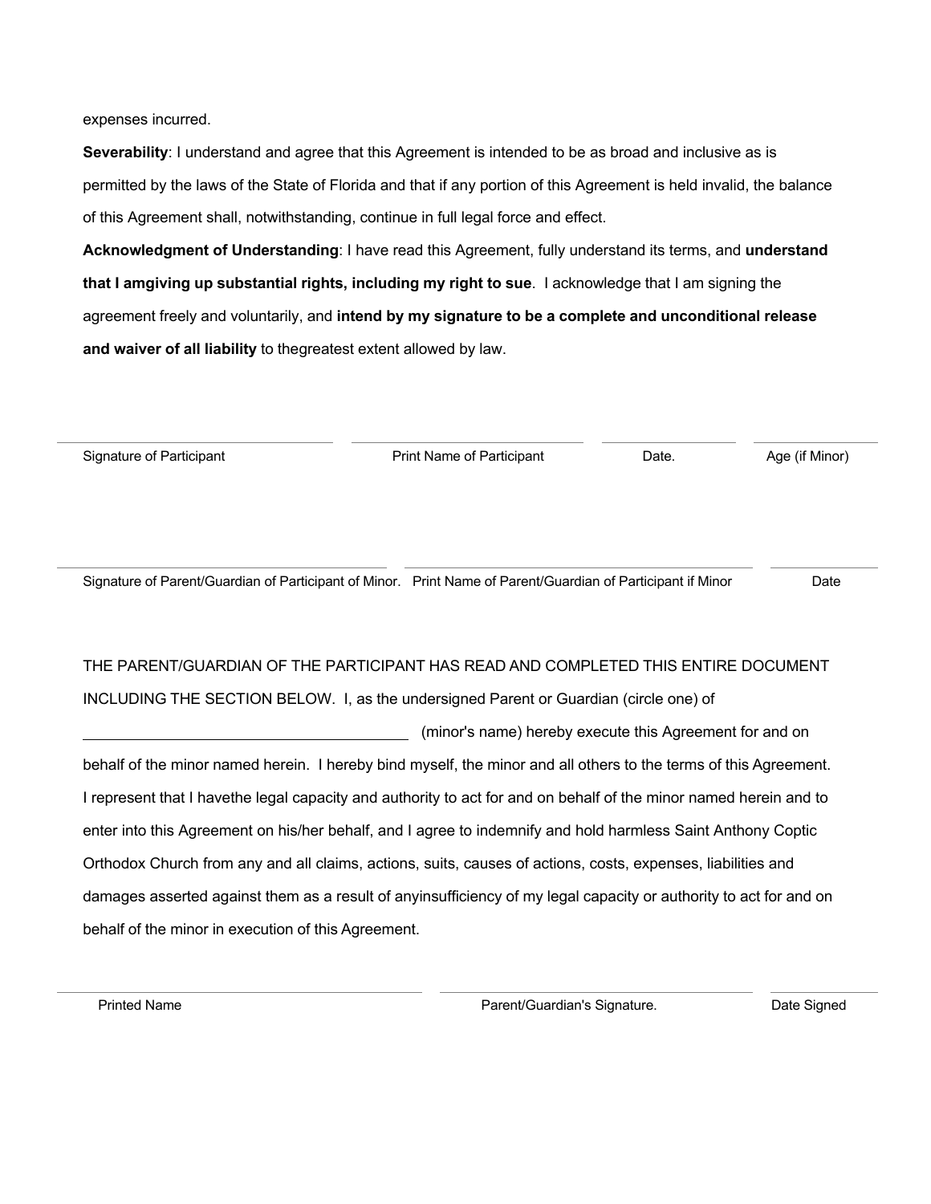expenses incurred.

**Severability**: I understand and agree that this Agreement is intended to be as broad and inclusive as is permitted by the laws of the State of Florida and that if any portion of this Agreement is held invalid, the balance of this Agreement shall, notwithstanding, continue in full legal force and effect.

**Acknowledgment of Understanding**: I have read this Agreement, fully understand its terms, and **understand that I amgiving up substantial rights, including my right to sue**. I acknowledge that I am signing the agreement freely and voluntarily, and **intend by my signature to be a complete and unconditional release and waiver of all liability** to thegreatest extent allowed by law.

| | | | |
|---|---|---|---|
| Signature of Participant | Print Name of Participant | Date. | Age (if Minor) |

| | | |
|---|---|---|
| Signature of Parent/Guardian of Participant of Minor. | Print Name of Parent/Guardian of Participant if Minor | Date |

THE PARENT/GUARDIAN OF THE PARTICIPANT HAS READ AND COMPLETED THIS ENTIRE DOCUMENT INCLUDING THE SECTION BELOW. I, as the undersigned Parent or Guardian (circle one) of ________________________________ (minor's name) hereby execute this Agreement for and on behalf of the minor named herein. I hereby bind myself, the minor and all others to the terms of this Agreement. I represent that I havethe legal capacity and authority to act for and on behalf of the minor named herein and to enter into this Agreement on his/her behalf, and I agree to indemnify and hold harmless Saint Anthony Coptic Orthodox Church from any and all claims, actions, suits, causes of actions, costs, expenses, liabilities and damages asserted against them as a result of anyinsufficiency of my legal capacity or authority to act for and on behalf of the minor in execution of this Agreement.

| | | |
|---|---|---|
| Printed Name | Parent/Guardian's Signature. | Date Signed |